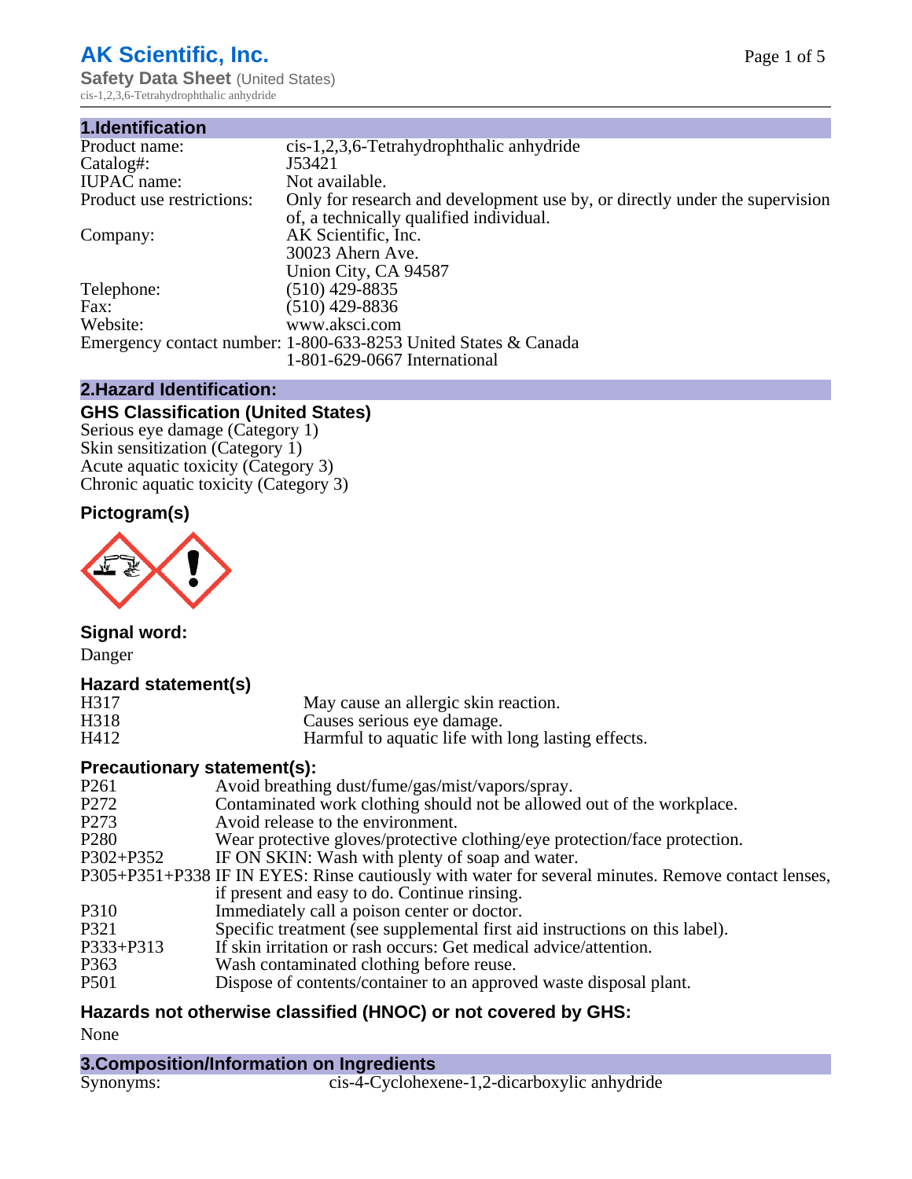# AK Scientific, Inc.

**Safety Data Sheet** (United States)
cis-1,2,3,6-Tetrahydrophthalic anhydride

## 1.Identification

| | |
|---|---|
| Product name: | cis-1,2,3,6-Tetrahydrophthalic anhydride |
| Catalog#: | J53421 |
| IUPAC name: | Not available. |
| Product use restrictions: | Only for research and development use by, or directly under the supervision of, a technically qualified individual. |
| Company: | AK Scientific, Inc.<br>30023 Ahern Ave.<br>Union City, CA 94587 |
| Telephone: | (510) 429-8835 |
| Fax: | (510) 429-8836 |
| Website: | www.aksci.com |
| Emergency contact number: | 1-800-633-8253 United States & Canada<br>1-801-629-0667 International |

## 2.Hazard Identification:

### GHS Classification (United States)

Serious eye damage (Category 1)
Skin sensitization (Category 1)
Acute aquatic toxicity (Category 3)
Chronic aquatic toxicity (Category 3)

### Pictogram(s)

### Signal word:

Danger

### Hazard statement(s)

| | |
|---|---|
| H317 | May cause an allergic skin reaction. |
| H318 | Causes serious eye damage. |
| H412 | Harmful to aquatic life with long lasting effects. |

### Precautionary statement(s):

| | |
|---|---|
| P261 | Avoid breathing dust/fume/gas/mist/vapors/spray. |
| P272 | Contaminated work clothing should not be allowed out of the workplace. |
| P273 | Avoid release to the environment. |
| P280 | Wear protective gloves/protective clothing/eye protection/face protection. |
| P302+P352 | IF ON SKIN: Wash with plenty of soap and water. |
| P305+P351+P338 | IF IN EYES: Rinse cautiously with water for several minutes. Remove contact lenses, if present and easy to do. Continue rinsing. |
| P310 | Immediately call a poison center or doctor. |
| P321 | Specific treatment (see supplemental first aid instructions on this label). |
| P333+P313 | If skin irritation or rash occurs: Get medical advice/attention. |
| P363 | Wash contaminated clothing before reuse. |
| P501 | Dispose of contents/container to an approved waste disposal plant. |

### Hazards not otherwise classified (HNOC) or not covered by GHS:

None

## 3.Composition/Information on Ingredients

| | |
|---|---|
| Synonyms: | cis-4-Cyclohexene-1,2-dicarboxylic anhydride |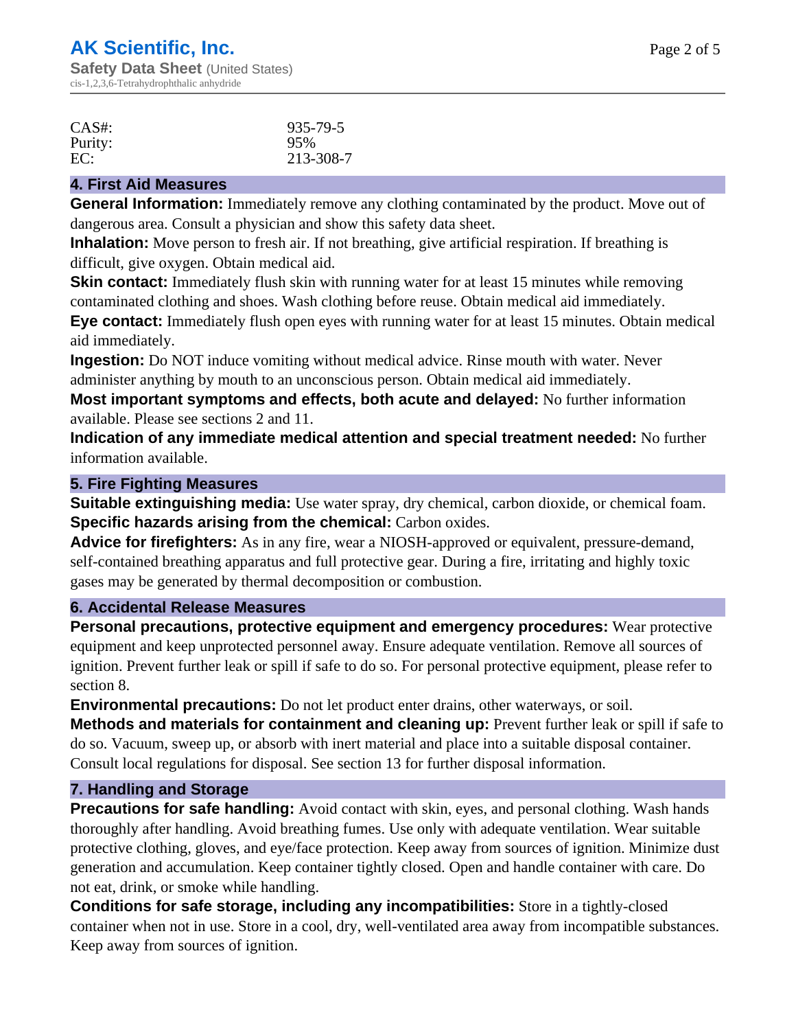| | |
|---|---|
| CAS#: | 935-79-5 |
| Purity: | 95% |
| EC: | 213-308-7 |

## 4. First Aid Measures

**General Information:** Immediately remove any clothing contaminated by the product. Move out of dangerous area. Consult a physician and show this safety data sheet.

**Inhalation:** Move person to fresh air. If not breathing, give artificial respiration. If breathing is difficult, give oxygen. Obtain medical aid.

**Skin contact:** Immediately flush skin with running water for at least 15 minutes while removing contaminated clothing and shoes. Wash clothing before reuse. Obtain medical aid immediately.

**Eye contact:** Immediately flush open eyes with running water for at least 15 minutes. Obtain medical aid immediately.

**Ingestion:** Do NOT induce vomiting without medical advice. Rinse mouth with water. Never administer anything by mouth to an unconscious person. Obtain medical aid immediately.

**Most important symptoms and effects, both acute and delayed:** No further information available. Please see sections 2 and 11.

**Indication of any immediate medical attention and special treatment needed:** No further information available.

## 5. Fire Fighting Measures

**Suitable extinguishing media:** Use water spray, dry chemical, carbon dioxide, or chemical foam.

**Specific hazards arising from the chemical:** Carbon oxides.

**Advice for firefighters:** As in any fire, wear a NIOSH-approved or equivalent, pressure-demand, self-contained breathing apparatus and full protective gear. During a fire, irritating and highly toxic gases may be generated by thermal decomposition or combustion.

## 6. Accidental Release Measures

**Personal precautions, protective equipment and emergency procedures:** Wear protective equipment and keep unprotected personnel away. Ensure adequate ventilation. Remove all sources of ignition. Prevent further leak or spill if safe to do so. For personal protective equipment, please refer to section 8.

**Environmental precautions:** Do not let product enter drains, other waterways, or soil.

**Methods and materials for containment and cleaning up:** Prevent further leak or spill if safe to do so. Vacuum, sweep up, or absorb with inert material and place into a suitable disposal container. Consult local regulations for disposal. See section 13 for further disposal information.

## 7. Handling and Storage

**Precautions for safe handling:** Avoid contact with skin, eyes, and personal clothing. Wash hands thoroughly after handling. Avoid breathing fumes. Use only with adequate ventilation. Wear suitable protective clothing, gloves, and eye/face protection. Keep away from sources of ignition. Minimize dust generation and accumulation. Keep container tightly closed. Open and handle container with care. Do not eat, drink, or smoke while handling.

**Conditions for safe storage, including any incompatibilities:** Store in a tightly-closed container when not in use. Store in a cool, dry, well-ventilated area away from incompatible substances. Keep away from sources of ignition.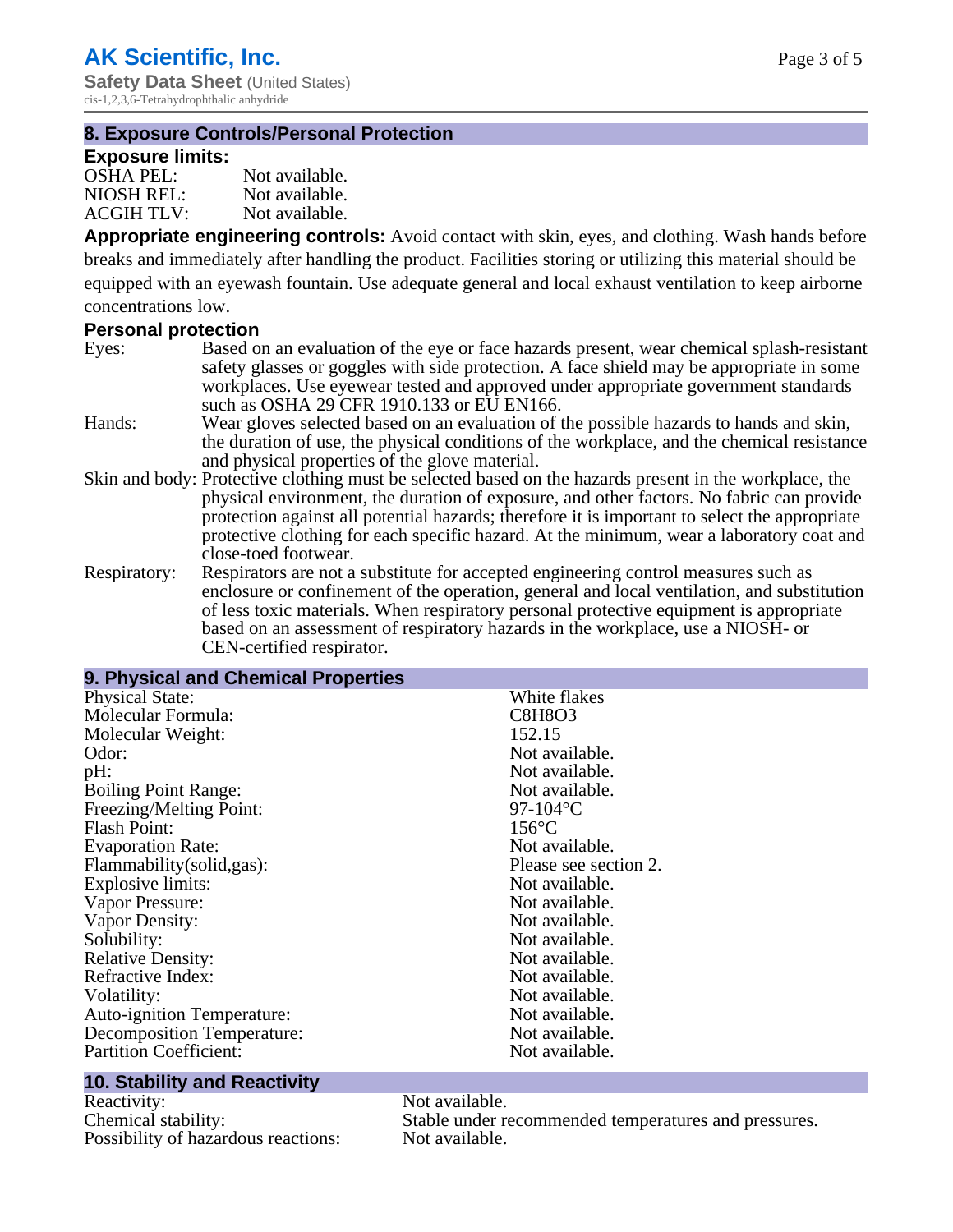## 8. Exposure Controls/Personal Protection

### Exposure limits:

| | |
|---|---|
| OSHA PEL: | Not available. |
| NIOSH REL: | Not available. |
| ACGIH TLV: | Not available. |

**Appropriate engineering controls:** Avoid contact with skin, eyes, and clothing. Wash hands before breaks and immediately after handling the product. Facilities storing or utilizing this material should be equipped with an eyewash fountain. Use adequate general and local exhaust ventilation to keep airborne concentrations low.

### Personal protection

| | |
|---|---|
| Eyes: | Based on an evaluation of the eye or face hazards present, wear chemical splash-resistant safety glasses or goggles with side protection. A face shield may be appropriate in some workplaces. Use eyewear tested and approved under appropriate government standards such as OSHA 29 CFR 1910.133 or EU EN166. |
| Hands: | Wear gloves selected based on an evaluation of the possible hazards to hands and skin, the duration of use, the physical conditions of the workplace, and the chemical resistance and physical properties of the glove material. |
| Skin and body: | Protective clothing must be selected based on the hazards present in the workplace, the physical environment, the duration of exposure, and other factors. No fabric can provide protection against all potential hazards; therefore it is important to select the appropriate protective clothing for each specific hazard. At the minimum, wear a laboratory coat and close-toed footwear. |
| Respiratory: | Respirators are not a substitute for accepted engineering control measures such as enclosure or confinement of the operation, general and local ventilation, and substitution of less toxic materials. When respiratory personal protective equipment is appropriate based on an assessment of respiratory hazards in the workplace, use a NIOSH- or CEN-certified respirator. |

## 9. Physical and Chemical Properties

| | |
|---|---|
| Physical State: | White flakes |
| Molecular Formula: | $C_8H_8O_3$ |
| Molecular Weight: | 152.15 |
| Odor: | Not available. |
| pH: | Not available. |
| Boiling Point Range: | Not available. |
| Freezing/Melting Point: | 97-104°C |
| Flash Point: | 156°C |
| Evaporation Rate: | Not available. |
| Flammability(solid,gas): | Please see section 2. |
| Explosive limits: | Not available. |
| Vapor Pressure: | Not available. |
| Vapor Density: | Not available. |
| Solubility: | Not available. |
| Relative Density: | Not available. |
| Refractive Index: | Not available. |
| Volatility: | Not available. |
| Auto-ignition Temperature: | Not available. |
| Decomposition Temperature: | Not available. |
| Partition Coefficient: | Not available. |

## 10. Stability and Reactivity

| | |
|---|---|
| Reactivity: | Not available. |
| Chemical stability: | Stable under recommended temperatures and pressures. |
| Possibility of hazardous reactions: | Not available. |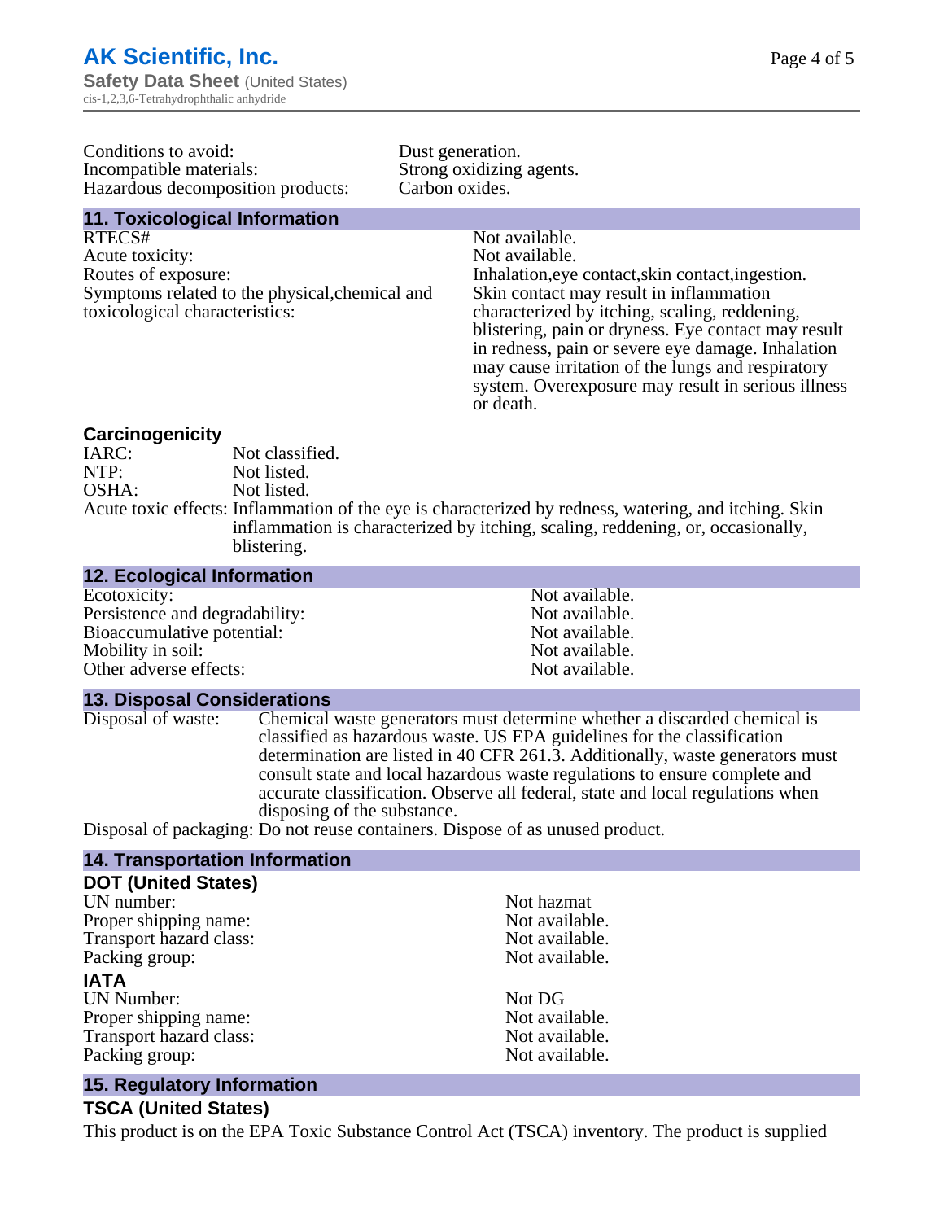Conditions to avoid: Dust generation.
Incompatible materials: Strong oxidizing agents.
Hazardous decomposition products: Carbon oxides.

## 11. Toxicological Information

RTECS#: Not available.
Acute toxicity: Not available.
Routes of exposure: Inhalation,eye contact,skin contact,ingestion.
Symptoms related to the physical,chemical and toxicological characteristics: Skin contact may result in inflammation characterized by itching, scaling, reddening, blistering, pain or dryness. Eye contact may result in redness, pain or severe eye damage. Inhalation may cause irritation of the lungs and respiratory system. Overexposure may result in serious illness or death.

### Carcinogenicity

IARC: Not classified.
NTP: Not listed.
OSHA: Not listed.
Acute toxic effects: Inflammation of the eye is characterized by redness, watering, and itching. Skin inflammation is characterized by itching, scaling, reddening, or, occasionally, blistering.

## 12. Ecological Information

Ecotoxicity: Not available.
Persistence and degradability: Not available.
Bioaccumulative potential: Not available.
Mobility in soil: Not available.
Other adverse effects: Not available.

## 13. Disposal Considerations

Disposal of waste: Chemical waste generators must determine whether a discarded chemical is classified as hazardous waste. US EPA guidelines for the classification determination are listed in 40 CFR 261.3. Additionally, waste generators must consult state and local hazardous waste regulations to ensure complete and accurate classification. Observe all federal, state and local regulations when disposing of the substance.
Disposal of packaging: Do not reuse containers. Dispose of as unused product.

## 14. Transportation Information

### DOT (United States)

UN number: Not hazmat
Proper shipping name: Not available.
Transport hazard class: Not available.
Packing group: Not available.

### IATA

UN Number: Not DG
Proper shipping name: Not available.
Transport hazard class: Not available.
Packing group: Not available.

## 15. Regulatory Information

### TSCA (United States)

This product is on the EPA Toxic Substance Control Act (TSCA) inventory. The product is supplied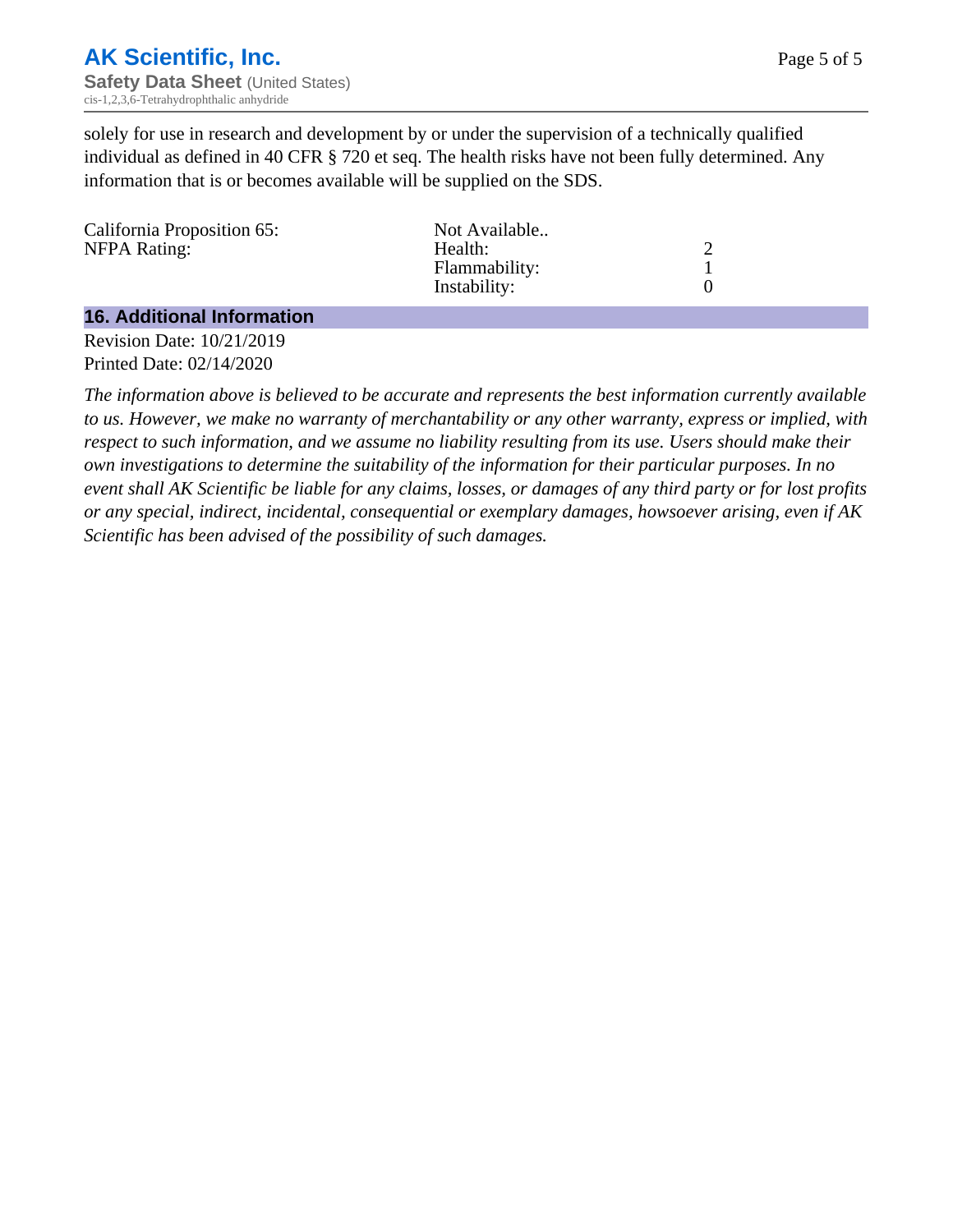solely for use in research and development by or under the supervision of a technically qualified individual as defined in 40 CFR § 720 et seq. The health risks have not been fully determined. Any information that is or becomes available will be supplied on the SDS.

| | | |
|---|---|---|
| California Proposition 65: | Not Available.. | |
| NFPA Rating: | Health: | 2 |
| | Flammability: | 1 |
| | Instability: | 0 |

## 16. Additional Information

Revision Date: 10/21/2019
Printed Date: 02/14/2020

*The information above is believed to be accurate and represents the best information currently available to us. However, we make no warranty of merchantability or any other warranty, express or implied, with respect to such information, and we assume no liability resulting from its use. Users should make their own investigations to determine the suitability of the information for their particular purposes. In no event shall AK Scientific be liable for any claims, losses, or damages of any third party or for lost profits or any special, indirect, incidental, consequential or exemplary damages, howsoever arising, even if AK Scientific has been advised of the possibility of such damages.*